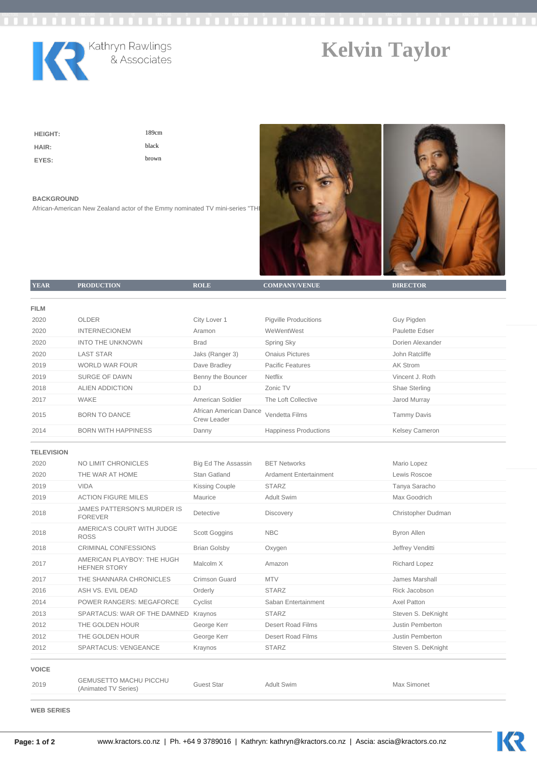Kathryn Rawlings & Associates

# Kelvin Taylor

| | |
|---|---|
| **HEIGHT:** | 189cm |
| **HAIR:** | black |
| **EYES:** | brown |

**BACKGROUND**

African-American New Zealand actor of the Emmy nominated TV mini-series "TH

| YEAR | PRODUCTION | ROLE | COMPANY/VENUE | DIRECTOR |
|---|---|---|---|---|
| **FILM** | | | | |
| 2020 | OLDER | City Lover 1 | Pigville Producitions | Guy Pigden |
| 2020 | INTERNECIONEM | Aramon | WeWentWest | Paulette Edser |
| 2020 | INTO THE UNKNOWN | Brad | Spring Sky | Dorien Alexander |
| 2020 | LAST STAR | Jaks (Ranger 3) | Onaius Pictures | John Ratcliffe |
| 2019 | WORLD WAR FOUR | Dave Bradley | Pacific Features | AK Strom |
| 2019 | SURGE OF DAWN | Benny the Bouncer | Netflix | Vincent J. Roth |
| 2018 | ALIEN ADDICTION | DJ | Zonic TV | Shae Sterling |
| 2017 | WAKE | American Soldier | The Loft Collective | Jarod Murray |
| 2015 | BORN TO DANCE | African American Dance Crew Leader | Vendetta Films | Tammy Davis |
| 2014 | BORN WITH HAPPINESS | Danny | Happiness Productions | Kelsey Cameron |
| **TELEVISION** | | | | |
| 2020 | NO LIMIT CHRONICLES | Big Ed The Assassin | BET Networks | Mario Lopez |
| 2020 | THE WAR AT HOME | Stan Gatland | Ardament Entertainment | Lewis Roscoe |
| 2019 | VIDA | Kissing Couple | STARZ | Tanya Saracho |
| 2019 | ACTION FIGURE MILES | Maurice | Adult Swim | Max Goodrich |
| 2018 | JAMES PATTERSON'S MURDER IS FOREVER | Detective | Discovery | Christopher Dudman |
| 2018 | AMERICA'S COURT WITH JUDGE ROSS | Scott Goggins | NBC | Byron Allen |
| 2018 | CRIMINAL CONFESSIONS | Brian Golsby | Oxygen | Jeffrey Venditti |
| 2017 | AMERICAN PLAYBOY: THE HUGH HEFNER STORY | Malcolm X | Amazon | Richard Lopez |
| 2017 | THE SHANNARA CHRONICLES | Crimson Guard | MTV | James Marshall |
| 2016 | ASH VS. EVIL DEAD | Orderly | STARZ | Rick Jacobson |
| 2014 | POWER RANGERS: MEGAFORCE | Cyclist | Saban Entertainment | Axel Patton |
| 2013 | SPARTACUS: WAR OF THE DAMNED | Kraynos | STARZ | Steven S. DeKnight |
| 2012 | THE GOLDEN HOUR | George Kerr | Desert Road Films | Justin Pemberton |
| 2012 | THE GOLDEN HOUR | George Kerr | Desert Road Films | Justin Pemberton |
| 2012 | SPARTACUS: VENGEANCE | Kraynos | STARZ | Steven S. DeKnight |
| **VOICE** | | | | |
| 2019 | GEMUSETTO MACHU PICCHU (Animated TV Series) | Guest Star | Adult Swim | Max Simonet |
| **WEB SERIES** | | | | |

www.kractors.co.nz | Ph. +64 9 3789016 | Kathryn: kathryn@kractors.co.nz | Ascia: ascia@kractors.co.nz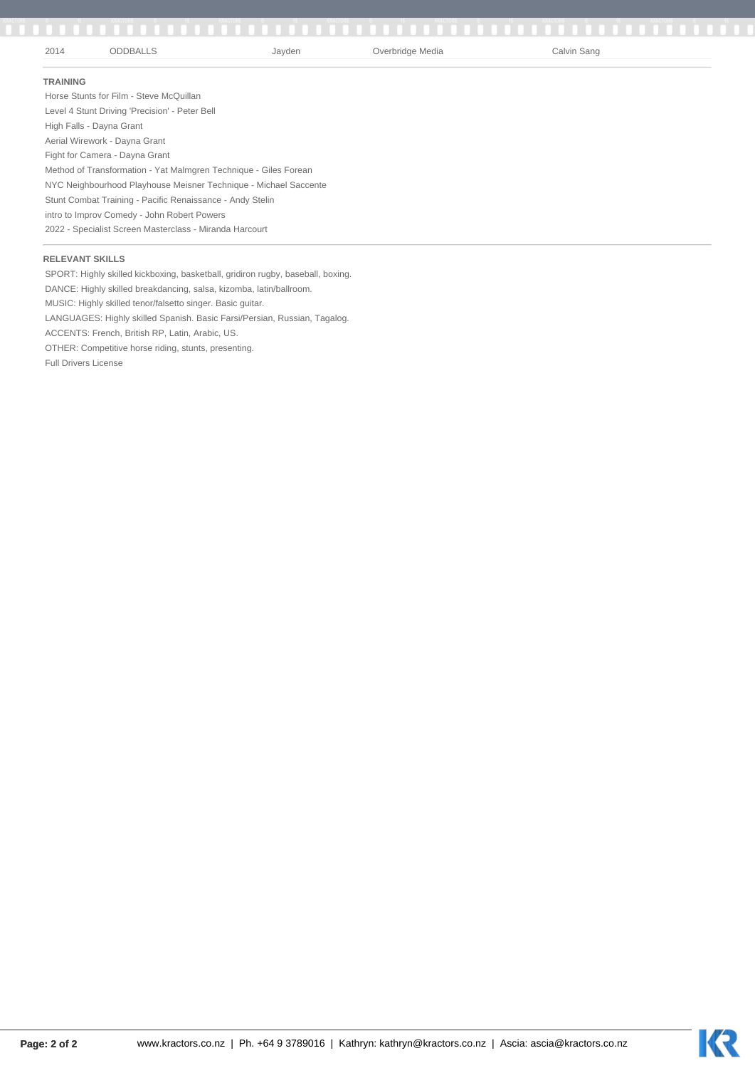| | | | | |
|---|---|---|---|---|
| 2014 | ODDBALLS | Jayden | Overbridge Media | Calvin Sang |

**TRAINING**

Horse Stunts for Film - Steve McQuillan

Level 4 Stunt Driving 'Precision' - Peter Bell

High Falls - Dayna Grant

Aerial Wirework - Dayna Grant

Fight for Camera - Dayna Grant

Method of Transformation - Yat Malmgren Technique - Giles Forean

NYC Neighbourhood Playhouse Meisner Technique - Michael Saccente

Stunt Combat Training - Pacific Renaissance - Andy Stelin

intro to Improv Comedy - John Robert Powers

2022 - Specialist Screen Masterclass - Miranda Harcourt

**RELEVANT SKILLS**

SPORT: Highly skilled kickboxing, basketball, gridiron rugby, baseball, boxing.

DANCE: Highly skilled breakdancing, salsa, kizomba, latin/ballroom.

MUSIC: Highly skilled tenor/falsetto singer. Basic guitar.

LANGUAGES: Highly skilled Spanish. Basic Farsi/Persian, Russian, Tagalog.

ACCENTS: French, British RP, Latin, Arabic, US.

OTHER: Competitive horse riding, stunts, presenting.

Full Drivers License

www.kractors.co.nz | Ph. +64 9 3789016 | Kathryn: kathryn@kractors.co.nz | Ascia: ascia@kractors.co.nz